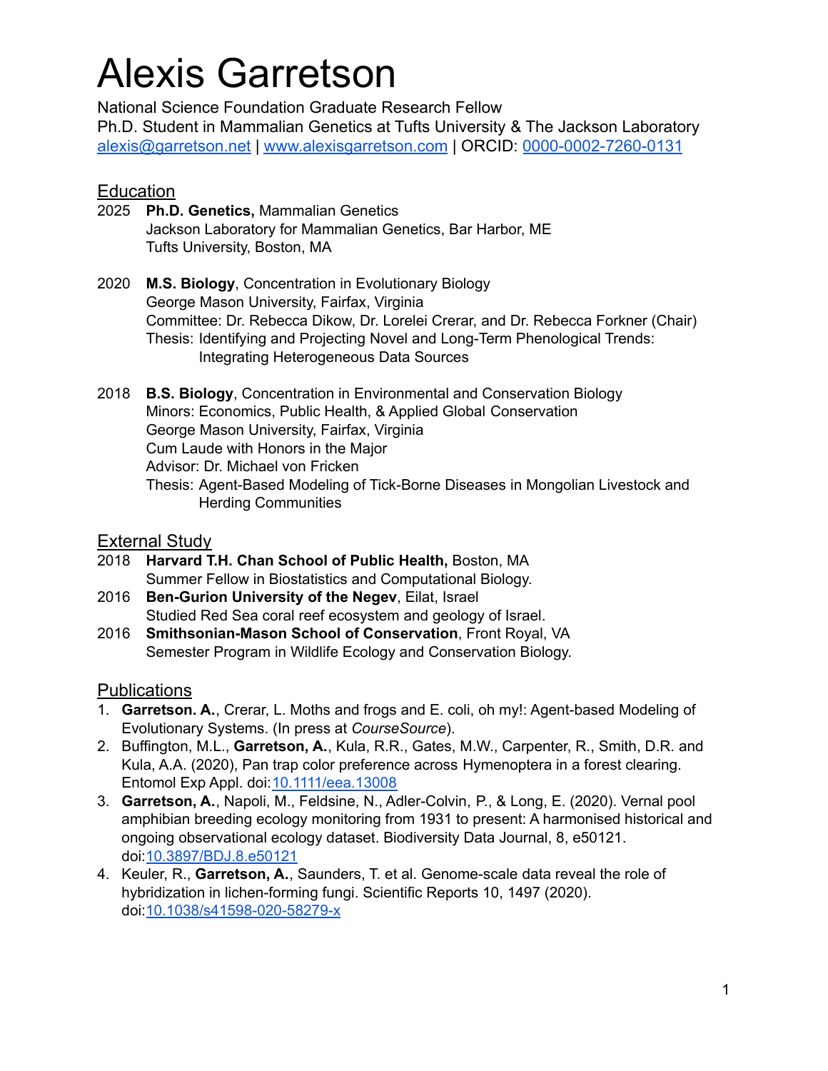# Alexis Garretson

National Science Foundation Graduate Research Fellow
Ph.D. Student in Mammalian Genetics at Tufts University & The Jackson Laboratory
alexis@garretson.net | www.alexisgarretson.com | ORCID: 0000-0002-7260-0131

## Education

2025 **Ph.D. Genetics,** Mammalian Genetics
Jackson Laboratory for Mammalian Genetics, Bar Harbor, ME
Tufts University, Boston, MA

2020 **M.S. Biology**, Concentration in Evolutionary Biology
George Mason University, Fairfax, Virginia
Committee: Dr. Rebecca Dikow, Dr. Lorelei Crerar, and Dr. Rebecca Forkner (Chair)
Thesis: Identifying and Projecting Novel and Long-Term Phenological Trends: Integrating Heterogeneous Data Sources

2018 **B.S. Biology**, Concentration in Environmental and Conservation Biology
Minors: Economics, Public Health, & Applied Global Conservation
George Mason University, Fairfax, Virginia
Cum Laude with Honors in the Major
Advisor: Dr. Michael von Fricken
Thesis: Agent-Based Modeling of Tick-Borne Diseases in Mongolian Livestock and Herding Communities

## External Study

2018 **Harvard T.H. Chan School of Public Health,** Boston, MA
Summer Fellow in Biostatistics and Computational Biology.

2016 **Ben-Gurion University of the Negev**, Eilat, Israel
Studied Red Sea coral reef ecosystem and geology of Israel.

2016 **Smithsonian-Mason School of Conservation**, Front Royal, VA
Semester Program in Wildlife Ecology and Conservation Biology.

## Publications

1. **Garretson. A.**, Crerar, L. Moths and frogs and E. coli, oh my!: Agent-based Modeling of Evolutionary Systems. (In press at *CourseSource*).
2. Buffington, M.L., **Garretson, A.**, Kula, R.R., Gates, M.W., Carpenter, R., Smith, D.R. and Kula, A.A. (2020), Pan trap color preference across Hymenoptera in a forest clearing. Entomol Exp Appl. doi:10.1111/eea.13008
3. **Garretson, A.**, Napoli, M., Feldsine, N., Adler-Colvin, P., & Long, E. (2020). Vernal pool amphibian breeding ecology monitoring from 1931 to present: A harmonised historical and ongoing observational ecology dataset. Biodiversity Data Journal, 8, e50121. doi:10.3897/BDJ.8.e50121
4. Keuler, R., **Garretson, A.**, Saunders, T. et al. Genome-scale data reveal the role of hybridization in lichen-forming fungi. Scientific Reports 10, 1497 (2020). doi:10.1038/s41598-020-58279-x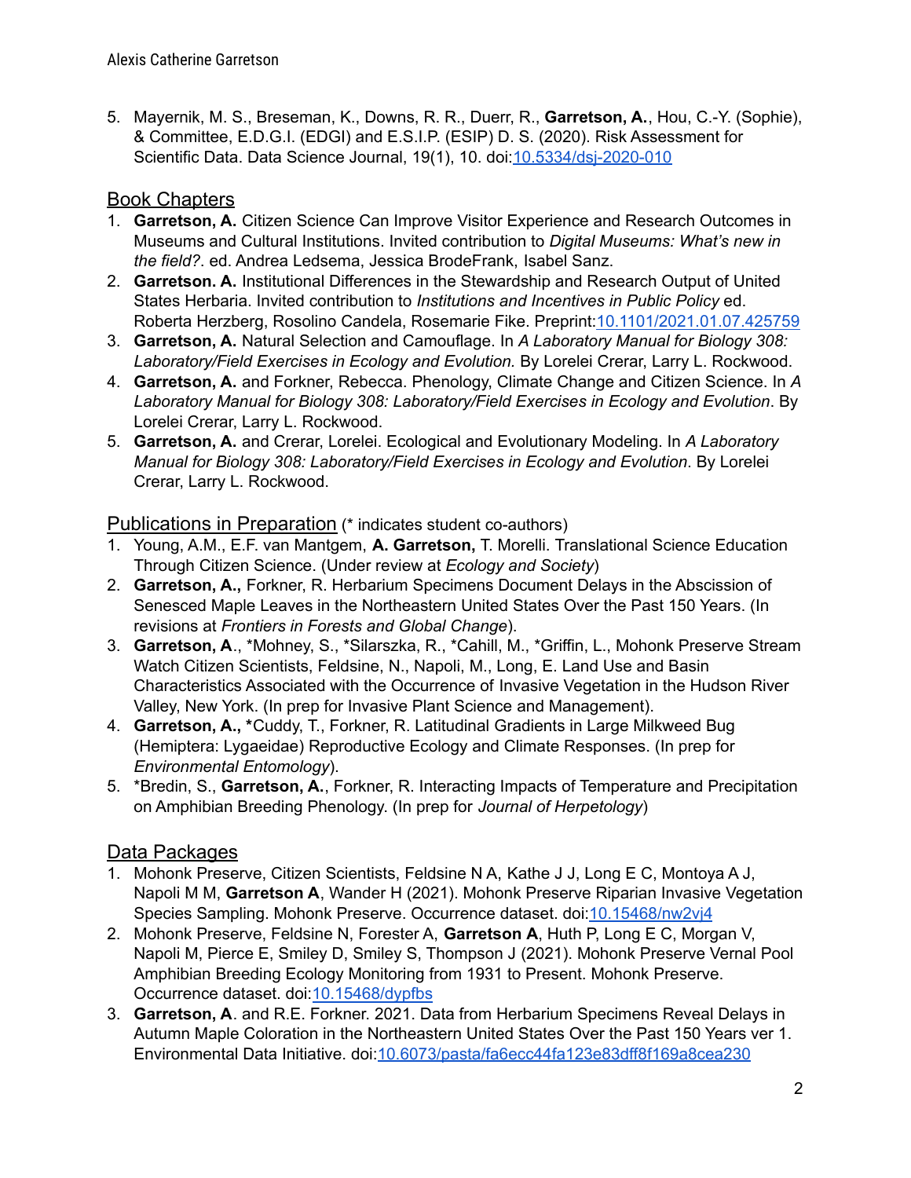5. Mayernik, M. S., Breseman, K., Downs, R. R., Duerr, R., **Garretson, A.**, Hou, C.-Y. (Sophie), & Committee, E.D.G.I. (EDGI) and E.S.I.P. (ESIP) D. S. (2020). Risk Assessment for Scientific Data. Data Science Journal, 19(1), 10. doi:[10.5334/dsj-2020-010](https://doi.org/10.5334/dsj-2020-010)

## Book Chapters

1. **Garretson, A.** Citizen Science Can Improve Visitor Experience and Research Outcomes in Museums and Cultural Institutions. Invited contribution to *Digital Museums: What's new in the field?*. ed. Andrea Ledsema, Jessica BrodeFrank, Isabel Sanz.
2. **Garretson. A.** Institutional Differences in the Stewardship and Research Output of United States Herbaria. Invited contribution to *Institutions and Incentives in Public Policy* ed. Roberta Herzberg, Rosolino Candela, Rosemarie Fike. Preprint:[10.1101/2021.01.07.425759](https://doi.org/10.1101/2021.01.07.425759)
3. **Garretson, A.** Natural Selection and Camouflage. In *A Laboratory Manual for Biology 308: Laboratory/Field Exercises in Ecology and Evolution.* By Lorelei Crerar, Larry L. Rockwood.
4. **Garretson, A.** and Forkner, Rebecca. Phenology, Climate Change and Citizen Science. In *A Laboratory Manual for Biology 308: Laboratory/Field Exercises in Ecology and Evolution*. By Lorelei Crerar, Larry L. Rockwood.
5. **Garretson, A.** and Crerar, Lorelei. Ecological and Evolutionary Modeling. In *A Laboratory Manual for Biology 308: Laboratory/Field Exercises in Ecology and Evolution*. By Lorelei Crerar, Larry L. Rockwood.

## Publications in Preparation (* indicates student co-authors)

1. Young, A.M., E.F. van Mantgem, **A. Garretson,** T. Morelli. Translational Science Education Through Citizen Science. (Under review at *Ecology and Society*)
2. **Garretson, A.,** Forkner, R. Herbarium Specimens Document Delays in the Abscission of Senesced Maple Leaves in the Northeastern United States Over the Past 150 Years. (In revisions at *Frontiers in Forests and Global Change*).
3. **Garretson, A**., *Mohney, S., *Silarszka, R., *Cahill, M., *Griffin, L., Mohonk Preserve Stream Watch Citizen Scientists, Feldsine, N., Napoli, M., Long, E. Land Use and Basin Characteristics Associated with the Occurrence of Invasive Vegetation in the Hudson River Valley, New York. (In prep for Invasive Plant Science and Management).
4. **Garretson, A., ***Cuddy, T., Forkner, R. Latitudinal Gradients in Large Milkweed Bug (Hemiptera: Lygaeidae) Reproductive Ecology and Climate Responses. (In prep for *Environmental Entomology*).
5. *Bredin, S., **Garretson, A.**, Forkner, R. Interacting Impacts of Temperature and Precipitation on Amphibian Breeding Phenology. (In prep for *Journal of Herpetology*)

## Data Packages

1. Mohonk Preserve, Citizen Scientists, Feldsine N A, Kathe J J, Long E C, Montoya A J, Napoli M M, **Garretson A**, Wander H (2021). Mohonk Preserve Riparian Invasive Vegetation Species Sampling. Mohonk Preserve. Occurrence dataset. doi:[10.15468/nw2vj4](https://doi.org/10.15468/nw2vj4)
2. Mohonk Preserve, Feldsine N, Forester A, **Garretson A**, Huth P, Long E C, Morgan V, Napoli M, Pierce E, Smiley D, Smiley S, Thompson J (2021). Mohonk Preserve Vernal Pool Amphibian Breeding Ecology Monitoring from 1931 to Present. Mohonk Preserve. Occurrence dataset. doi:[10.15468/dypfbs](https://doi.org/10.15468/dypfbs)
3. **Garretson, A**. and R.E. Forkner. 2021. Data from Herbarium Specimens Reveal Delays in Autumn Maple Coloration in the Northeastern United States Over the Past 150 Years ver 1. Environmental Data Initiative. doi:[10.6073/pasta/fa6ecc44fa123e83dff8f169a8cea230](https://doi.org/10.6073/pasta/fa6ecc44fa123e83dff8f169a8cea230)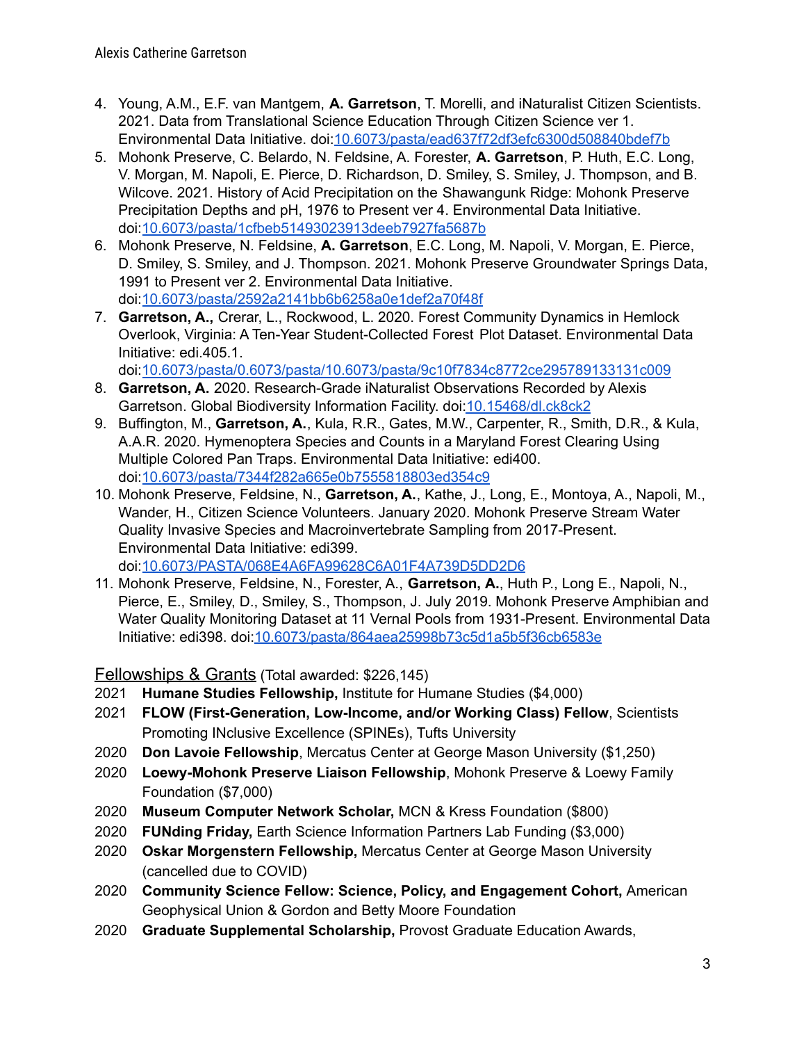4. Young, A.M., E.F. van Mantgem, **A. Garretson**, T. Morelli, and iNaturalist Citizen Scientists. 2021. Data from Translational Science Education Through Citizen Science ver 1. Environmental Data Initiative. doi:10.6073/pasta/ead637f72df3efc6300d508840bdef7b
5. Mohonk Preserve, C. Belardo, N. Feldsine, A. Forester, **A. Garretson**, P. Huth, E.C. Long, V. Morgan, M. Napoli, E. Pierce, D. Richardson, D. Smiley, S. Smiley, J. Thompson, and B. Wilcove. 2021. History of Acid Precipitation on the Shawangunk Ridge: Mohonk Preserve Precipitation Depths and pH, 1976 to Present ver 4. Environmental Data Initiative. doi:10.6073/pasta/1cfbeb51493023913deeb7927fa5687b
6. Mohonk Preserve, N. Feldsine, **A. Garretson**, E.C. Long, M. Napoli, V. Morgan, E. Pierce, D. Smiley, S. Smiley, and J. Thompson. 2021. Mohonk Preserve Groundwater Springs Data, 1991 to Present ver 2. Environmental Data Initiative. doi:10.6073/pasta/2592a2141bb6b6258a0e1def2a70f48f
7. **Garretson, A.,** Crerar, L., Rockwood, L. 2020. Forest Community Dynamics in Hemlock Overlook, Virginia: A Ten-Year Student-Collected Forest Plot Dataset. Environmental Data Initiative: edi.405.1. doi:10.6073/pasta/0.6073/pasta/10.6073/pasta/9c10f7834c8772ce295789133131c009
8. **Garretson, A.** 2020. Research-Grade iNaturalist Observations Recorded by Alexis Garretson. Global Biodiversity Information Facility. doi:10.15468/dl.ck8ck2
9. Buffington, M., **Garretson, A.**, Kula, R.R., Gates, M.W., Carpenter, R., Smith, D.R., & Kula, A.A.R. 2020. Hymenoptera Species and Counts in a Maryland Forest Clearing Using Multiple Colored Pan Traps. Environmental Data Initiative: edi400. doi:10.6073/pasta/7344f282a665e0b7555818803ed354c9
10. Mohonk Preserve, Feldsine, N., **Garretson, A.**, Kathe, J., Long, E., Montoya, A., Napoli, M., Wander, H., Citizen Science Volunteers. January 2020. Mohonk Preserve Stream Water Quality Invasive Species and Macroinvertebrate Sampling from 2017-Present. Environmental Data Initiative: edi399. doi:10.6073/PASTA/068E4A6FA99628C6A01F4A739D5DD2D6
11. Mohonk Preserve, Feldsine, N., Forester, A., **Garretson, A.**, Huth P., Long E., Napoli, N., Pierce, E., Smiley, D., Smiley, S., Thompson, J. July 2019. Mohonk Preserve Amphibian and Water Quality Monitoring Dataset at 11 Vernal Pools from 1931-Present. Environmental Data Initiative: edi398. doi:10.6073/pasta/864aea25998b73c5d1a5b5f36cb6583e

## Fellowships & Grants (Total awarded: $226,145)

2021 **Humane Studies Fellowship,** Institute for Humane Studies ($4,000)

2021 **FLOW (First-Generation, Low-Income, and/or Working Class) Fellow**, Scientists Promoting INclusive Excellence (SPINEs), Tufts University

2020 **Don Lavoie Fellowship**, Mercatus Center at George Mason University ($1,250)

2020 **Loewy-Mohonk Preserve Liaison Fellowship**, Mohonk Preserve & Loewy Family Foundation ($7,000)

2020 **Museum Computer Network Scholar,** MCN & Kress Foundation ($800)

2020 **FUNding Friday,** Earth Science Information Partners Lab Funding ($3,000)

2020 **Oskar Morgenstern Fellowship,** Mercatus Center at George Mason University (cancelled due to COVID)

2020 **Community Science Fellow: Science, Policy, and Engagement Cohort,** American Geophysical Union & Gordon and Betty Moore Foundation

2020 **Graduate Supplemental Scholarship,** Provost Graduate Education Awards,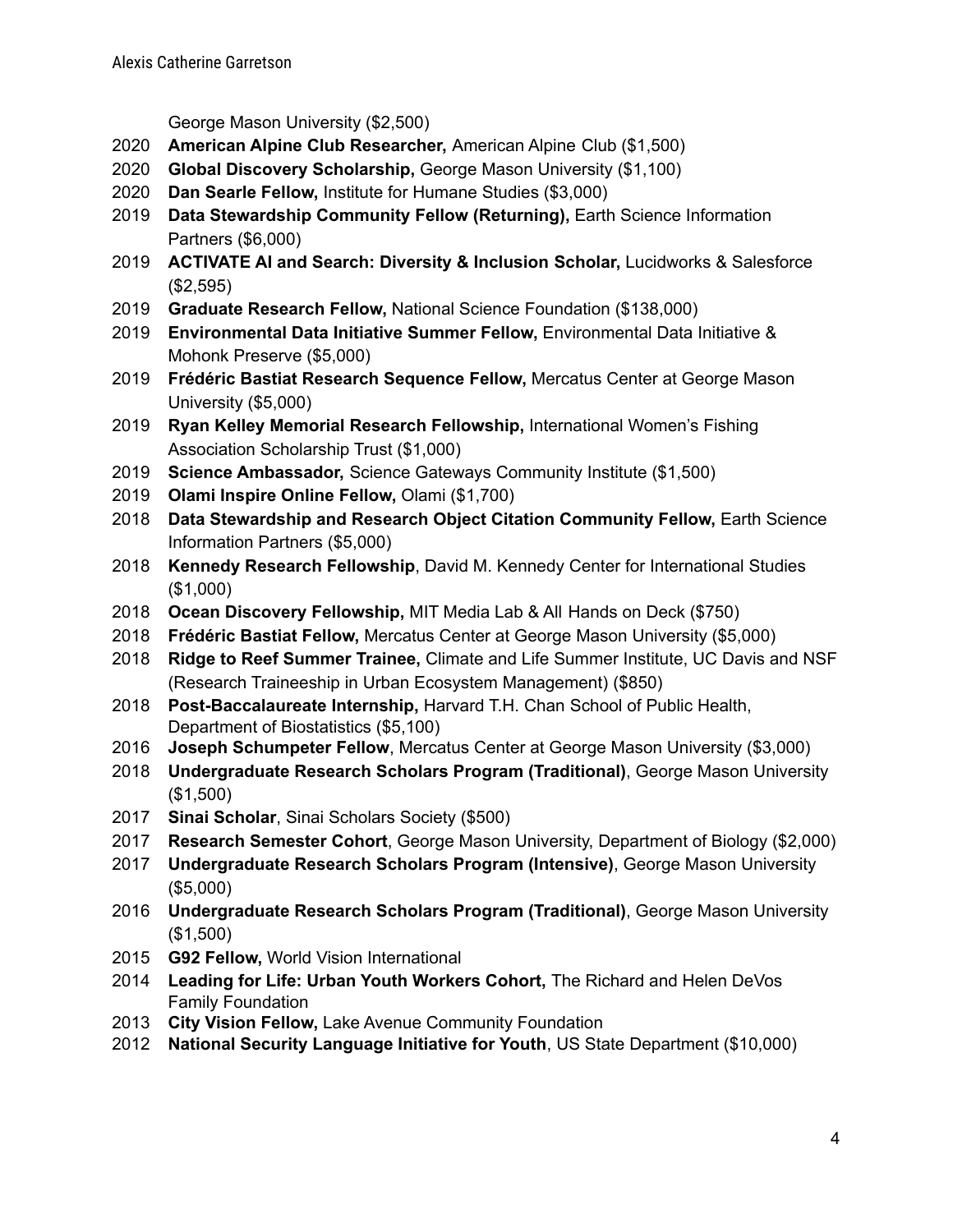George Mason University ($2,500)

2020 **American Alpine Club Researcher,** American Alpine Club ($1,500)

2020 **Global Discovery Scholarship,** George Mason University ($1,100)

2020 **Dan Searle Fellow,** Institute for Humane Studies ($3,000)

2019 **Data Stewardship Community Fellow (Returning),** Earth Science Information Partners ($6,000)

2019 **ACTIVATE AI and Search: Diversity & Inclusion Scholar,** Lucidworks & Salesforce ($2,595)

2019 **Graduate Research Fellow,** National Science Foundation ($138,000)

2019 **Environmental Data Initiative Summer Fellow,** Environmental Data Initiative & Mohonk Preserve ($5,000)

2019 **Frédéric Bastiat Research Sequence Fellow,** Mercatus Center at George Mason University ($5,000)

2019 **Ryan Kelley Memorial Research Fellowship,** International Women's Fishing Association Scholarship Trust ($1,000)

2019 **Science Ambassador,** Science Gateways Community Institute ($1,500)

2019 **Olami Inspire Online Fellow,** Olami ($1,700)

2018 **Data Stewardship and Research Object Citation Community Fellow,** Earth Science Information Partners ($5,000)

2018 **Kennedy Research Fellowship**, David M. Kennedy Center for International Studies ($1,000)

2018 **Ocean Discovery Fellowship,** MIT Media Lab & All Hands on Deck ($750)

2018 **Frédéric Bastiat Fellow,** Mercatus Center at George Mason University ($5,000)

2018 **Ridge to Reef Summer Trainee,** Climate and Life Summer Institute, UC Davis and NSF (Research Traineeship in Urban Ecosystem Management) ($850)

2018 **Post-Baccalaureate Internship,** Harvard T.H. Chan School of Public Health, Department of Biostatistics ($5,100)

2016 **Joseph Schumpeter Fellow**, Mercatus Center at George Mason University ($3,000)

2018 **Undergraduate Research Scholars Program (Traditional)**, George Mason University ($1,500)

2017 **Sinai Scholar**, Sinai Scholars Society ($500)

2017 **Research Semester Cohort**, George Mason University, Department of Biology ($2,000)

2017 **Undergraduate Research Scholars Program (Intensive)**, George Mason University ($5,000)

2016 **Undergraduate Research Scholars Program (Traditional)**, George Mason University ($1,500)

2015 **G92 Fellow,** World Vision International

2014 **Leading for Life: Urban Youth Workers Cohort,** The Richard and Helen DeVos Family Foundation

2013 **City Vision Fellow,** Lake Avenue Community Foundation

2012 **National Security Language Initiative for Youth**, US State Department ($10,000)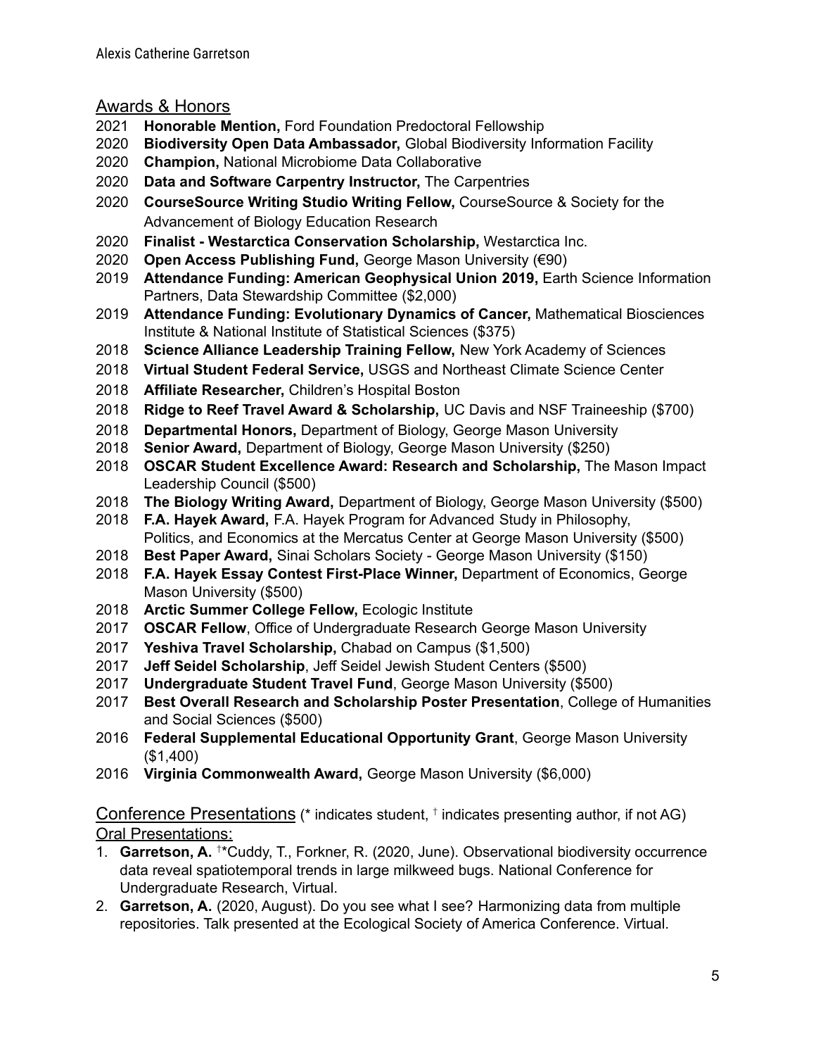## Awards & Honors

- 2021 **Honorable Mention,** Ford Foundation Predoctoral Fellowship
- 2020 **Biodiversity Open Data Ambassador,** Global Biodiversity Information Facility
- 2020 **Champion,** National Microbiome Data Collaborative
- 2020 **Data and Software Carpentry Instructor,** The Carpentries
- 2020 **CourseSource Writing Studio Writing Fellow,** CourseSource & Society for the Advancement of Biology Education Research
- 2020 **Finalist - Westarctica Conservation Scholarship,** Westarctica Inc.
- 2020 **Open Access Publishing Fund,** George Mason University (€90)
- 2019 **Attendance Funding: American Geophysical Union 2019,** Earth Science Information Partners, Data Stewardship Committee ($2,000)
- 2019 **Attendance Funding: Evolutionary Dynamics of Cancer,** Mathematical Biosciences Institute & National Institute of Statistical Sciences ($375)
- 2018 **Science Alliance Leadership Training Fellow,** New York Academy of Sciences
- 2018 **Virtual Student Federal Service,** USGS and Northeast Climate Science Center
- 2018 **Affiliate Researcher,** Children's Hospital Boston
- 2018 **Ridge to Reef Travel Award & Scholarship,** UC Davis and NSF Traineeship ($700)
- 2018 **Departmental Honors,** Department of Biology, George Mason University
- 2018 **Senior Award,** Department of Biology, George Mason University ($250)
- 2018 **OSCAR Student Excellence Award: Research and Scholarship,** The Mason Impact Leadership Council ($500)
- 2018 **The Biology Writing Award,** Department of Biology, George Mason University ($500)
- 2018 **F.A. Hayek Award,** F.A. Hayek Program for Advanced Study in Philosophy, Politics, and Economics at the Mercatus Center at George Mason University ($500)
- 2018 **Best Paper Award,** Sinai Scholars Society - George Mason University ($150)
- 2018 **F.A. Hayek Essay Contest First-Place Winner,** Department of Economics, George Mason University ($500)
- 2018 **Arctic Summer College Fellow,** Ecologic Institute
- 2017 **OSCAR Fellow**, Office of Undergraduate Research George Mason University
- 2017 **Yeshiva Travel Scholarship,** Chabad on Campus ($1,500)
- 2017 **Jeff Seidel Scholarship**, Jeff Seidel Jewish Student Centers ($500)
- 2017 **Undergraduate Student Travel Fund**, George Mason University ($500)
- 2017 **Best Overall Research and Scholarship Poster Presentation**, College of Humanities and Social Sciences ($500)
- 2016 **Federal Supplemental Educational Opportunity Grant**, George Mason University ($1,400)
- 2016 **Virginia Commonwealth Award,** George Mason University ($6,000)

## Conference Presentations (* indicates student, † indicates presenting author, if not AG)

### Oral Presentations:

1. **Garretson, A.** †*Cuddy, T., Forkner, R. (2020, June). Observational biodiversity occurrence data reveal spatiotemporal trends in large milkweed bugs. National Conference for Undergraduate Research, Virtual.
2. **Garretson, A.** (2020, August). Do you see what I see? Harmonizing data from multiple repositories. Talk presented at the Ecological Society of America Conference. Virtual.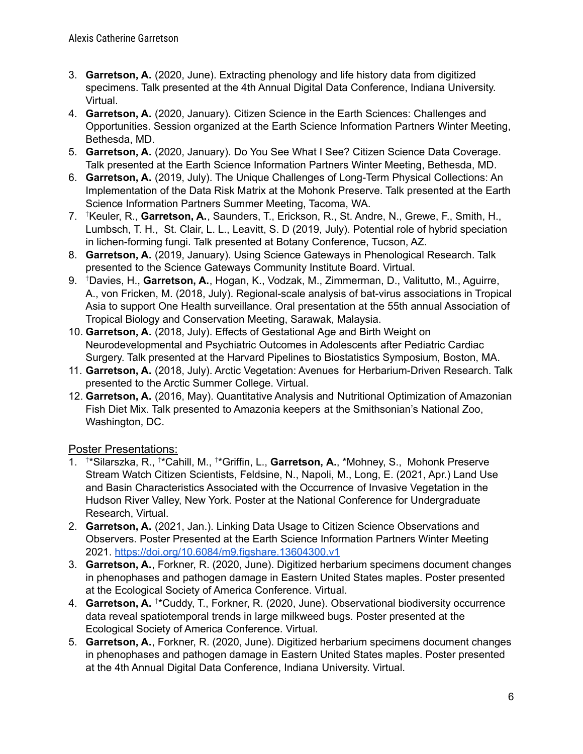3. **Garretson, A.** (2020, June). Extracting phenology and life history data from digitized specimens. Talk presented at the 4th Annual Digital Data Conference, Indiana University. Virtual.
4. **Garretson, A.** (2020, January). Citizen Science in the Earth Sciences: Challenges and Opportunities. Session organized at the Earth Science Information Partners Winter Meeting, Bethesda, MD.
5. **Garretson, A.** (2020, January). Do You See What I See? Citizen Science Data Coverage. Talk presented at the Earth Science Information Partners Winter Meeting, Bethesda, MD.
6. **Garretson, A.** (2019, July). The Unique Challenges of Long-Term Physical Collections: An Implementation of the Data Risk Matrix at the Mohonk Preserve. Talk presented at the Earth Science Information Partners Summer Meeting, Tacoma, WA.
7. [†]Keuler, R., **Garretson, A.**, Saunders, T., Erickson, R., St. Andre, N., Grewe, F., Smith, H., Lumbsch, T. H., St. Clair, L. L., Leavitt, S. D (2019, July). Potential role of hybrid speciation in lichen-forming fungi. Talk presented at Botany Conference, Tucson, AZ.
8. **Garretson, A.** (2019, January). Using Science Gateways in Phenological Research. Talk presented to the Science Gateways Community Institute Board. Virtual.
9. [†]Davies, H., **Garretson, A.**, Hogan, K., Vodzak, M., Zimmerman, D., Valitutto, M., Aguirre, A., von Fricken, M. (2018, July). Regional-scale analysis of bat-virus associations in Tropical Asia to support One Health surveillance. Oral presentation at the 55th annual Association of Tropical Biology and Conservation Meeting, Sarawak, Malaysia.
10. **Garretson, A.** (2018, July). Effects of Gestational Age and Birth Weight on Neurodevelopmental and Psychiatric Outcomes in Adolescents after Pediatric Cardiac Surgery. Talk presented at the Harvard Pipelines to Biostatistics Symposium, Boston, MA.
11. **Garretson, A.** (2018, July). Arctic Vegetation: Avenues for Herbarium-Driven Research. Talk presented to the Arctic Summer College. Virtual.
12. **Garretson, A.** (2016, May). Quantitative Analysis and Nutritional Optimization of Amazonian Fish Diet Mix. Talk presented to Amazonia keepers at the Smithsonian's National Zoo, Washington, DC.

Poster Presentations:

1. [†]*Silarszka, R., [†]*Cahill, M., [†]*Griffin, L., **Garretson, A.**, *Mohney, S., Mohonk Preserve Stream Watch Citizen Scientists, Feldsine, N., Napoli, M., Long, E. (2021, Apr.) Land Use and Basin Characteristics Associated with the Occurrence of Invasive Vegetation in the Hudson River Valley, New York. Poster at the National Conference for Undergraduate Research, Virtual.
2. **Garretson, A.** (2021, Jan.). Linking Data Usage to Citizen Science Observations and Observers. Poster Presented at the Earth Science Information Partners Winter Meeting 2021. https://doi.org/10.6084/m9.figshare.13604300.v1
3. **Garretson, A.**, Forkner, R. (2020, June). Digitized herbarium specimens document changes in phenophases and pathogen damage in Eastern United States maples. Poster presented at the Ecological Society of America Conference. Virtual.
4. **Garretson, A.** [†]*Cuddy, T., Forkner, R. (2020, June). Observational biodiversity occurrence data reveal spatiotemporal trends in large milkweed bugs. Poster presented at the Ecological Society of America Conference. Virtual.
5. **Garretson, A.**, Forkner, R. (2020, June). Digitized herbarium specimens document changes in phenophases and pathogen damage in Eastern United States maples. Poster presented at the 4th Annual Digital Data Conference, Indiana University. Virtual.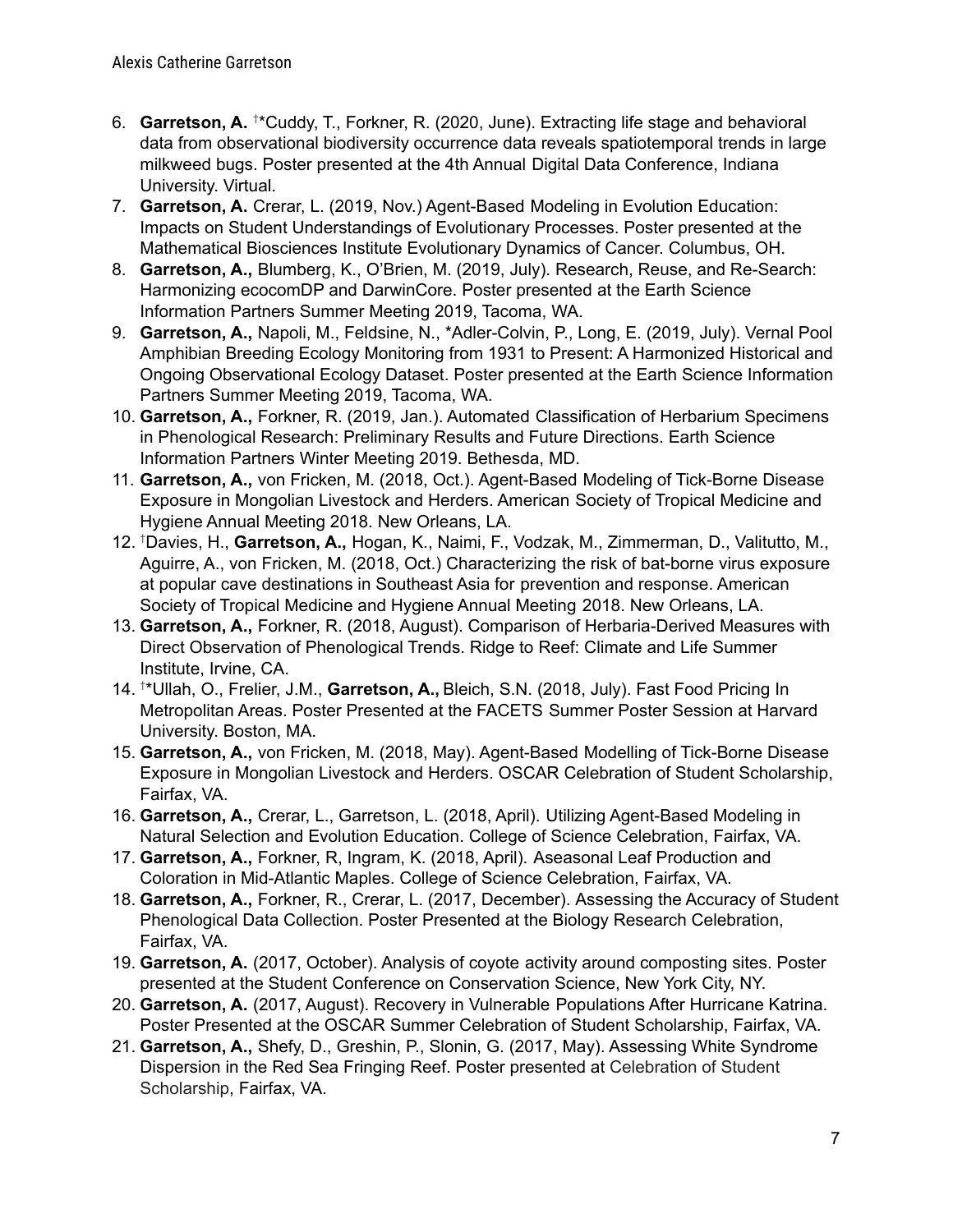6. **Garretson, A.** †*Cuddy, T., Forkner, R. (2020, June). Extracting life stage and behavioral data from observational biodiversity occurrence data reveals spatiotemporal trends in large milkweed bugs. Poster presented at the 4th Annual Digital Data Conference, Indiana University. Virtual.
7. **Garretson, A.** Crerar, L. (2019, Nov.) Agent-Based Modeling in Evolution Education: Impacts on Student Understandings of Evolutionary Processes. Poster presented at the Mathematical Biosciences Institute Evolutionary Dynamics of Cancer. Columbus, OH.
8. **Garretson, A.,** Blumberg, K., O'Brien, M. (2019, July). Research, Reuse, and Re-Search: Harmonizing ecocomDP and DarwinCore. Poster presented at the Earth Science Information Partners Summer Meeting 2019, Tacoma, WA.
9. **Garretson, A.,** Napoli, M., Feldsine, N., *Adler-Colvin, P., Long, E. (2019, July). Vernal Pool Amphibian Breeding Ecology Monitoring from 1931 to Present: A Harmonized Historical and Ongoing Observational Ecology Dataset. Poster presented at the Earth Science Information Partners Summer Meeting 2019, Tacoma, WA.
10. **Garretson, A.,** Forkner, R. (2019, Jan.). Automated Classification of Herbarium Specimens in Phenological Research: Preliminary Results and Future Directions. Earth Science Information Partners Winter Meeting 2019. Bethesda, MD.
11. **Garretson, A.,** von Fricken, M. (2018, Oct.). Agent-Based Modeling of Tick-Borne Disease Exposure in Mongolian Livestock and Herders. American Society of Tropical Medicine and Hygiene Annual Meeting 2018. New Orleans, LA.
12. †Davies, H., **Garretson, A.,** Hogan, K., Naimi, F., Vodzak, M., Zimmerman, D., Valitutto, M., Aguirre, A., von Fricken, M. (2018, Oct.) Characterizing the risk of bat-borne virus exposure at popular cave destinations in Southeast Asia for prevention and response. American Society of Tropical Medicine and Hygiene Annual Meeting 2018. New Orleans, LA.
13. **Garretson, A.,** Forkner, R. (2018, August). Comparison of Herbaria-Derived Measures with Direct Observation of Phenological Trends. Ridge to Reef: Climate and Life Summer Institute, Irvine, CA.
14. †*Ullah, O., Frelier, J.M., **Garretson, A.,** Bleich, S.N. (2018, July). Fast Food Pricing In Metropolitan Areas. Poster Presented at the FACETS Summer Poster Session at Harvard University. Boston, MA.
15. **Garretson, A.,** von Fricken, M. (2018, May). Agent-Based Modelling of Tick-Borne Disease Exposure in Mongolian Livestock and Herders. OSCAR Celebration of Student Scholarship, Fairfax, VA.
16. **Garretson, A.,** Crerar, L., Garretson, L. (2018, April). Utilizing Agent-Based Modeling in Natural Selection and Evolution Education. College of Science Celebration, Fairfax, VA.
17. **Garretson, A.,** Forkner, R, Ingram, K. (2018, April). Aseasonal Leaf Production and Coloration in Mid-Atlantic Maples. College of Science Celebration, Fairfax, VA.
18. **Garretson, A.,** Forkner, R., Crerar, L. (2017, December). Assessing the Accuracy of Student Phenological Data Collection. Poster Presented at the Biology Research Celebration, Fairfax, VA.
19. **Garretson, A.** (2017, October). Analysis of coyote activity around composting sites. Poster presented at the Student Conference on Conservation Science, New York City, NY.
20. **Garretson, A.** (2017, August). Recovery in Vulnerable Populations After Hurricane Katrina. Poster Presented at the OSCAR Summer Celebration of Student Scholarship, Fairfax, VA.
21. **Garretson, A.,** Shefy, D., Greshin, P., Slonin, G. (2017, May). Assessing White Syndrome Dispersion in the Red Sea Fringing Reef. Poster presented at Celebration of Student Scholarship, Fairfax, VA.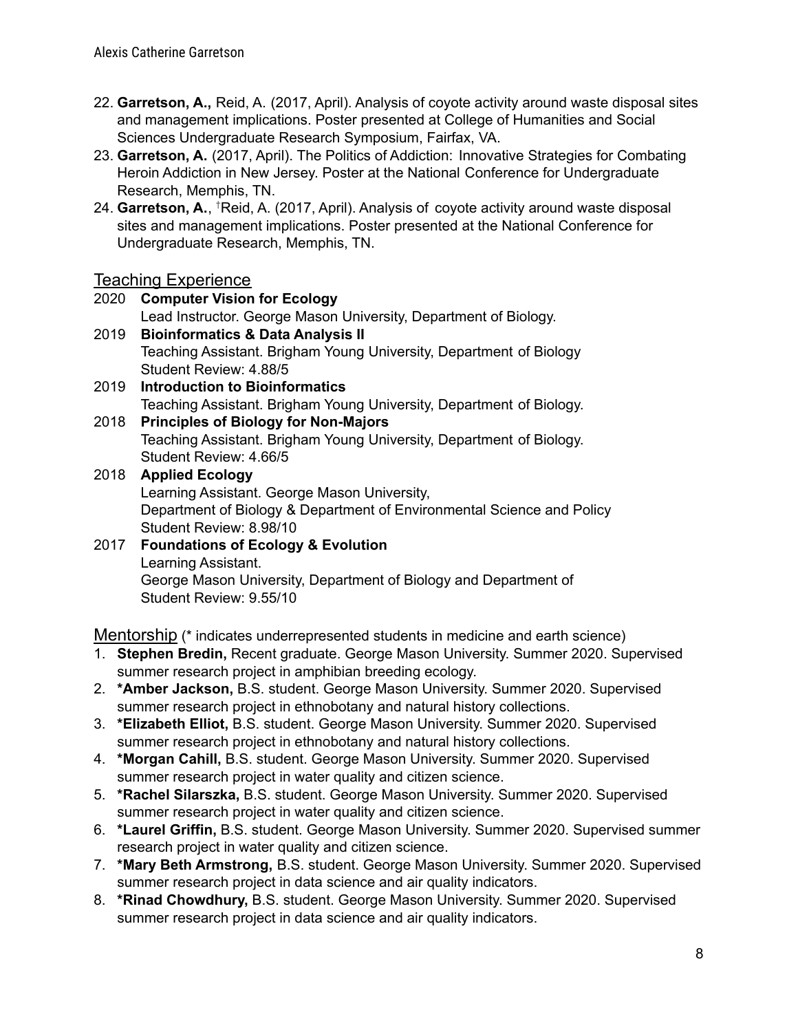22. **Garretson, A.,** Reid, A. (2017, April). Analysis of coyote activity around waste disposal sites and management implications. Poster presented at College of Humanities and Social Sciences Undergraduate Research Symposium, Fairfax, VA.
23. **Garretson, A.** (2017, April). The Politics of Addiction: Innovative Strategies for Combating Heroin Addiction in New Jersey. Poster at the National Conference for Undergraduate Research, Memphis, TN.
24. **Garretson, A.**, †Reid, A. (2017, April). Analysis of coyote activity around waste disposal sites and management implications. Poster presented at the National Conference for Undergraduate Research, Memphis, TN.

## Teaching Experience

2020 **Computer Vision for Ecology**
Lead Instructor. George Mason University, Department of Biology.

2019 **Bioinformatics & Data Analysis II**
Teaching Assistant. Brigham Young University, Department of Biology
Student Review: 4.88/5

2019 **Introduction to Bioinformatics**
Teaching Assistant. Brigham Young University, Department of Biology.

2018 **Principles of Biology for Non-Majors**
Teaching Assistant. Brigham Young University, Department of Biology.
Student Review: 4.66/5

2018 **Applied Ecology**
Learning Assistant. George Mason University,
Department of Biology & Department of Environmental Science and Policy
Student Review: 8.98/10

2017 **Foundations of Ecology & Evolution**
Learning Assistant.
George Mason University, Department of Biology and Department of
Student Review: 9.55/10

## Mentorship (* indicates underrepresented students in medicine and earth science)

1. **Stephen Bredin,** Recent graduate. George Mason University. Summer 2020. Supervised summer research project in amphibian breeding ecology.
2. ***Amber Jackson,** B.S. student. George Mason University. Summer 2020. Supervised summer research project in ethnobotany and natural history collections.
3. ***Elizabeth Elliot,** B.S. student. George Mason University. Summer 2020. Supervised summer research project in ethnobotany and natural history collections.
4. ***Morgan Cahill,** B.S. student. George Mason University. Summer 2020. Supervised summer research project in water quality and citizen science.
5. ***Rachel Silarszka,** B.S. student. George Mason University. Summer 2020. Supervised summer research project in water quality and citizen science.
6. ***Laurel Griffin,** B.S. student. George Mason University. Summer 2020. Supervised summer research project in water quality and citizen science.
7. ***Mary Beth Armstrong,** B.S. student. George Mason University. Summer 2020. Supervised summer research project in data science and air quality indicators.
8. ***Rinad Chowdhury,** B.S. student. George Mason University. Summer 2020. Supervised summer research project in data science and air quality indicators.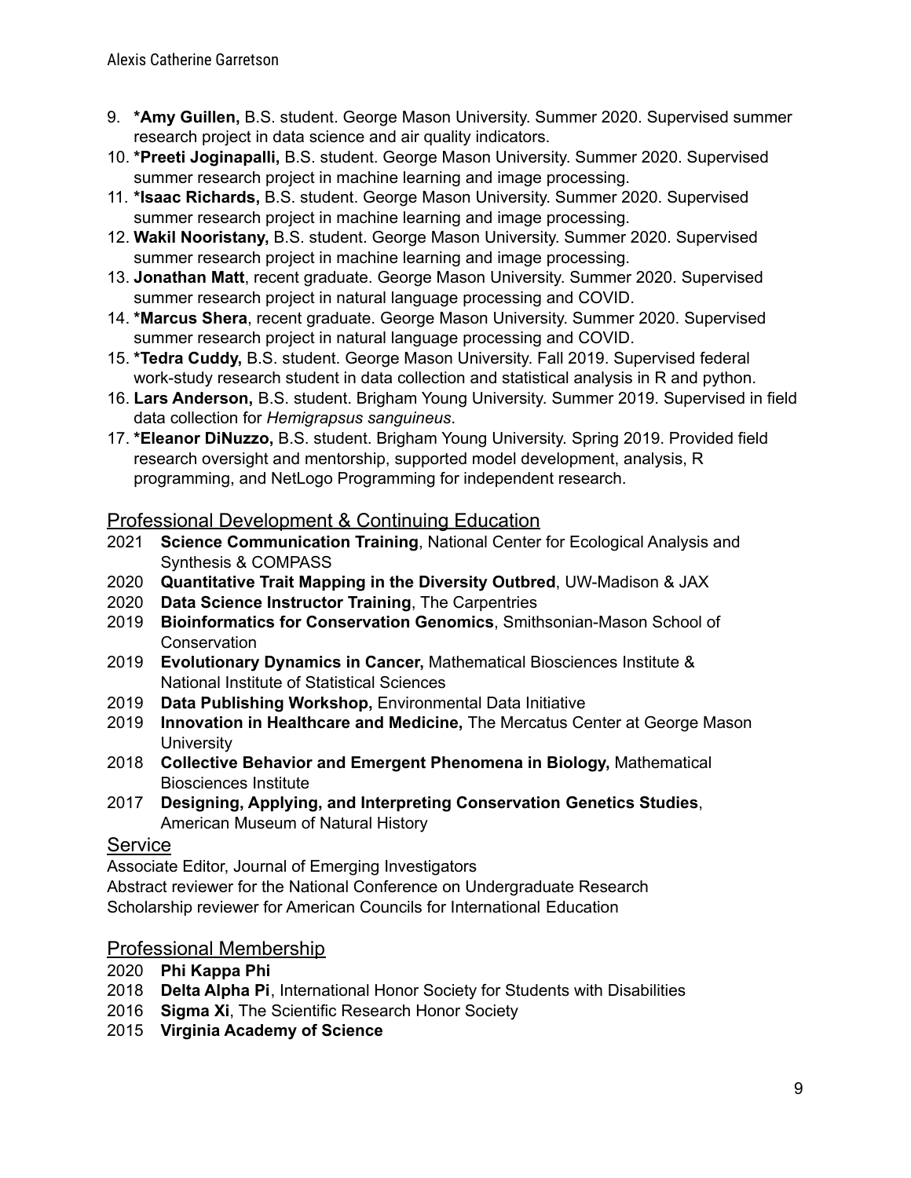9. **\*Amy Guillen,** B.S. student. George Mason University. Summer 2020. Supervised summer research project in data science and air quality indicators.
10. **\*Preeti Joginapalli,** B.S. student. George Mason University. Summer 2020. Supervised summer research project in machine learning and image processing.
11. **\*Isaac Richards,** B.S. student. George Mason University. Summer 2020. Supervised summer research project in machine learning and image processing.
12. **Wakil Nooristany,** B.S. student. George Mason University. Summer 2020. Supervised summer research project in machine learning and image processing.
13. **Jonathan Matt**, recent graduate. George Mason University. Summer 2020. Supervised summer research project in natural language processing and COVID.
14. **\*Marcus Shera**, recent graduate. George Mason University. Summer 2020. Supervised summer research project in natural language processing and COVID.
15. **\*Tedra Cuddy,** B.S. student. George Mason University. Fall 2019. Supervised federal work-study research student in data collection and statistical analysis in R and python.
16. **Lars Anderson,** B.S. student. Brigham Young University. Summer 2019. Supervised in field data collection for *Hemigrapsus sanguineus*.
17. **\*Eleanor DiNuzzo,** B.S. student. Brigham Young University. Spring 2019. Provided field research oversight and mentorship, supported model development, analysis, R programming, and NetLogo Programming for independent research.

## Professional Development & Continuing Education

2021 **Science Communication Training**, National Center for Ecological Analysis and Synthesis & COMPASS
2020 **Quantitative Trait Mapping in the Diversity Outbred**, UW-Madison & JAX
2020 **Data Science Instructor Training**, The Carpentries
2019 **Bioinformatics for Conservation Genomics**, Smithsonian-Mason School of Conservation
2019 **Evolutionary Dynamics in Cancer,** Mathematical Biosciences Institute & National Institute of Statistical Sciences
2019 **Data Publishing Workshop,** Environmental Data Initiative
2019 **Innovation in Healthcare and Medicine,** The Mercatus Center at George Mason University
2018 **Collective Behavior and Emergent Phenomena in Biology,** Mathematical Biosciences Institute
2017 **Designing, Applying, and Interpreting Conservation Genetics Studies**, American Museum of Natural History

## Service

Associate Editor, Journal of Emerging Investigators
Abstract reviewer for the National Conference on Undergraduate Research
Scholarship reviewer for American Councils for International Education

## Professional Membership

2020 **Phi Kappa Phi**
2018 **Delta Alpha Pi**, International Honor Society for Students with Disabilities
2016 **Sigma Xi**, The Scientific Research Honor Society
2015 **Virginia Academy of Science**